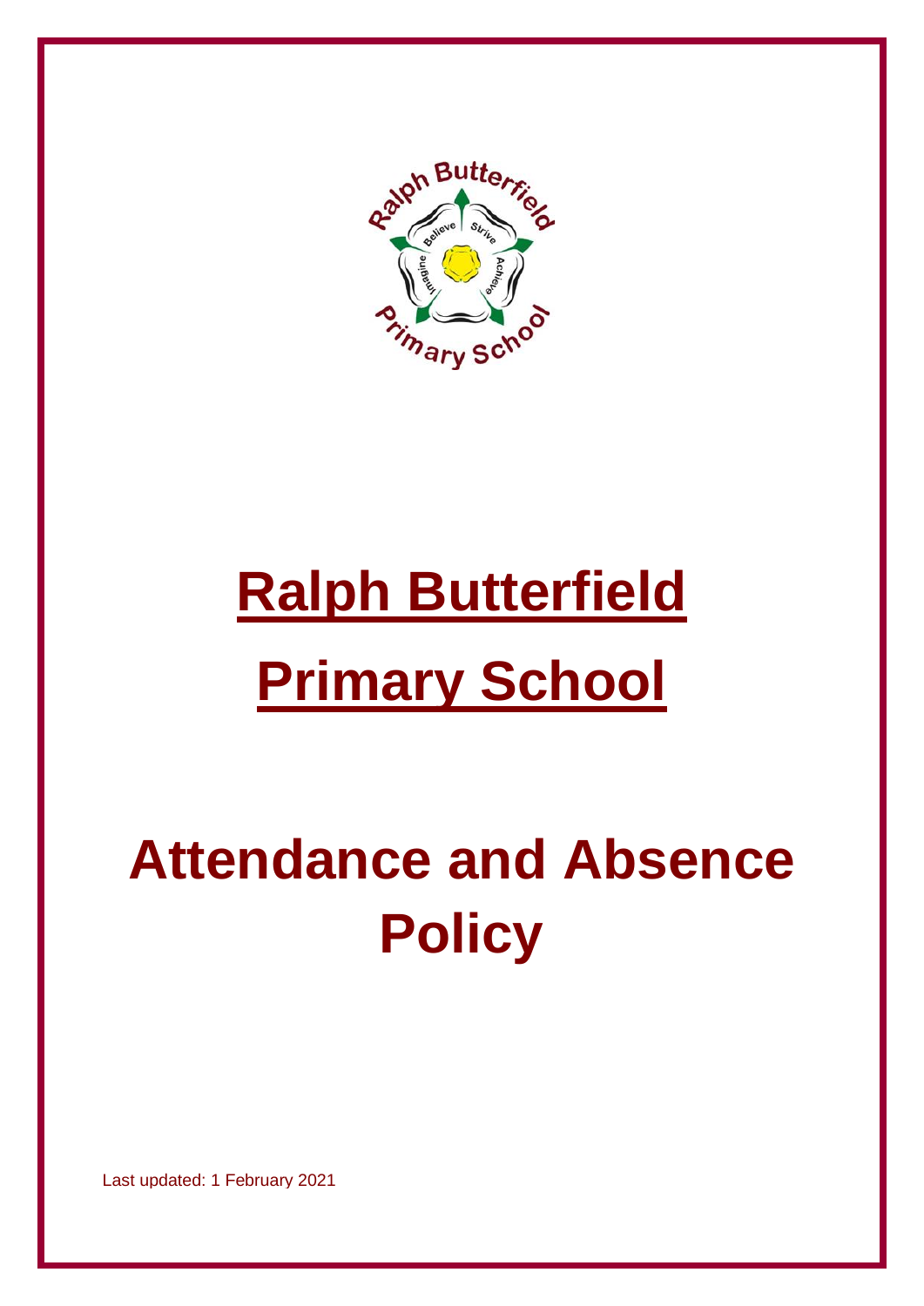# Ralph Butterfield Primary School

# Attendance and Absence Policy

Last updated: 1 February 2021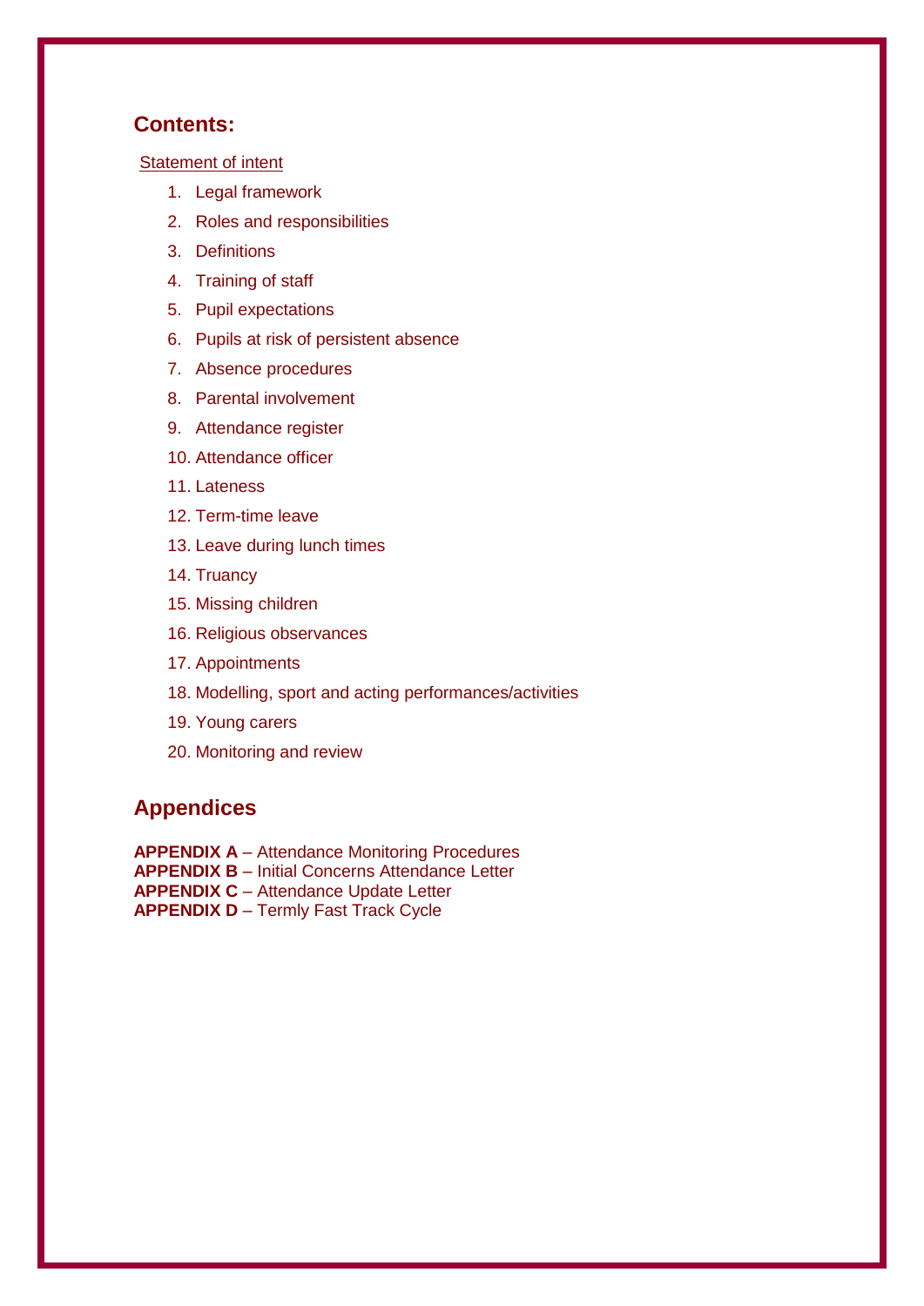## Contents:

Statement of intent

1. Legal framework
2. Roles and responsibilities
3. Definitions
4. Training of staff
5. Pupil expectations
6. Pupils at risk of persistent absence
7. Absence procedures
8. Parental involvement
9. Attendance register
10. Attendance officer
11. Lateness
12. Term-time leave
13. Leave during lunch times
14. Truancy
15. Missing children
16. Religious observances
17. Appointments
18. Modelling, sport and acting performances/activities
19. Young carers
20. Monitoring and review

## Appendices

**APPENDIX A** – Attendance Monitoring Procedures
**APPENDIX B** – Initial Concerns Attendance Letter
**APPENDIX C** – Attendance Update Letter
**APPENDIX D** – Termly Fast Track Cycle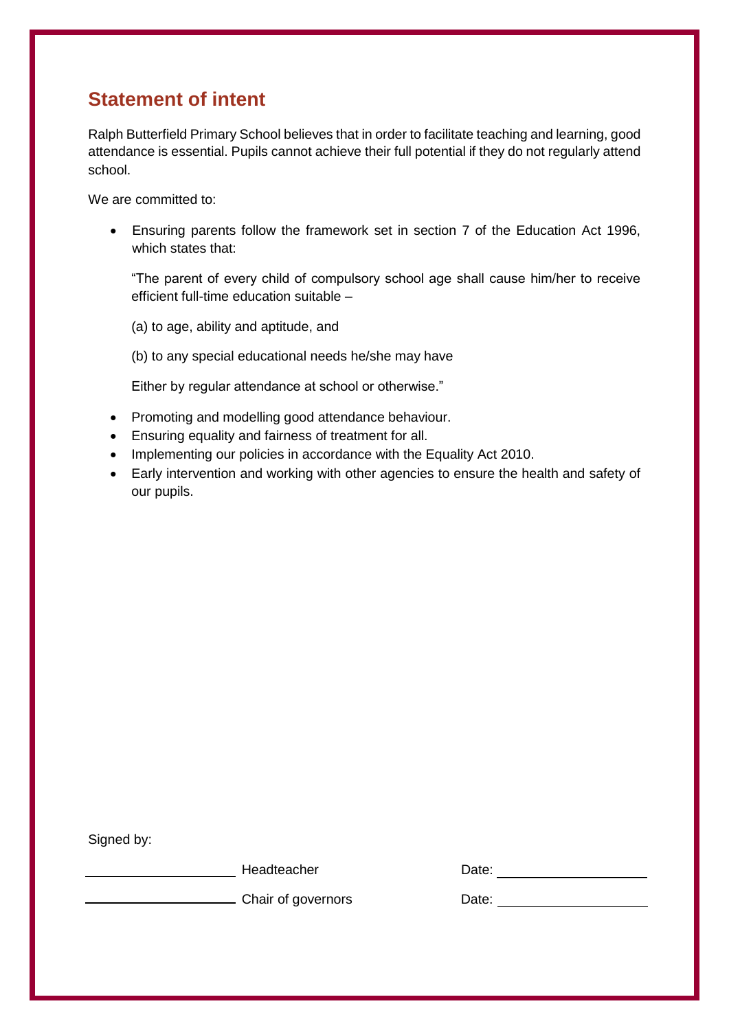## Statement of intent

Ralph Butterfield Primary School believes that in order to facilitate teaching and learning, good attendance is essential. Pupils cannot achieve their full potential if they do not regularly attend school.

We are committed to:

- Ensuring parents follow the framework set in section 7 of the Education Act 1996, which states that:

  "The parent of every child of compulsory school age shall cause him/her to receive efficient full-time education suitable –

  (a) to age, ability and aptitude, and

  (b) to any special educational needs he/she may have

  Either by regular attendance at school or otherwise."

- Promoting and modelling good attendance behaviour.
- Ensuring equality and fairness of treatment for all.
- Implementing our policies in accordance with the Equality Act 2010.
- Early intervention and working with other agencies to ensure the health and safety of our pupils.

Signed by:

\_\_\_\_\_\_\_\_\_\_\_\_\_\_\_\_\_\_\_\_ Headteacher Date: \_\_\_\_\_\_\_\_\_\_\_\_\_\_\_\_\_\_\_\_

\_\_\_\_\_\_\_\_\_\_\_\_\_\_\_\_\_\_\_\_ Chair of governors Date: \_\_\_\_\_\_\_\_\_\_\_\_\_\_\_\_\_\_\_\_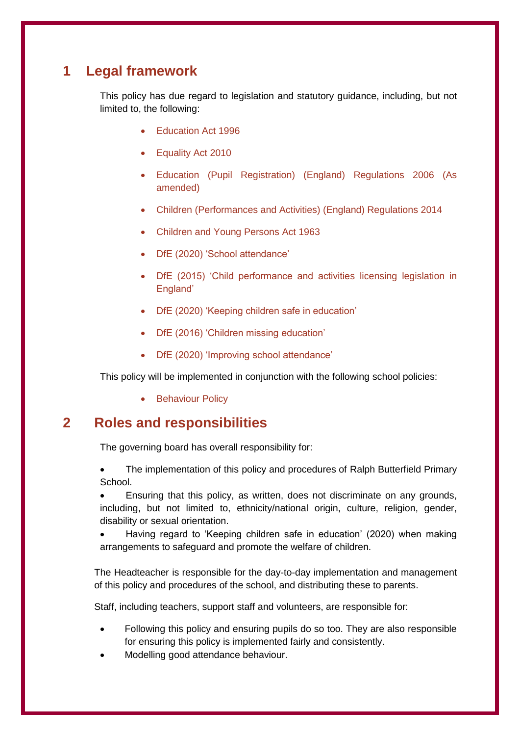## 1 Legal framework

This policy has due regard to legislation and statutory guidance, including, but not limited to, the following:

- Education Act 1996
- Equality Act 2010
- Education (Pupil Registration) (England) Regulations 2006 (As amended)
- Children (Performances and Activities) (England) Regulations 2014
- Children and Young Persons Act 1963
- DfE (2020) 'School attendance'
- DfE (2015) 'Child performance and activities licensing legislation in England'
- DfE (2020) 'Keeping children safe in education'
- DfE (2016) 'Children missing education'
- DfE (2020) 'Improving school attendance'

This policy will be implemented in conjunction with the following school policies:

- Behaviour Policy

## 2 Roles and responsibilities

The governing board has overall responsibility for:

- The implementation of this policy and procedures of Ralph Butterfield Primary School.
- Ensuring that this policy, as written, does not discriminate on any grounds, including, but not limited to, ethnicity/national origin, culture, religion, gender, disability or sexual orientation.
- Having regard to 'Keeping children safe in education' (2020) when making arrangements to safeguard and promote the welfare of children.

The Headteacher is responsible for the day-to-day implementation and management of this policy and procedures of the school, and distributing these to parents.

Staff, including teachers, support staff and volunteers, are responsible for:

- Following this policy and ensuring pupils do so too. They are also responsible for ensuring this policy is implemented fairly and consistently.
- Modelling good attendance behaviour.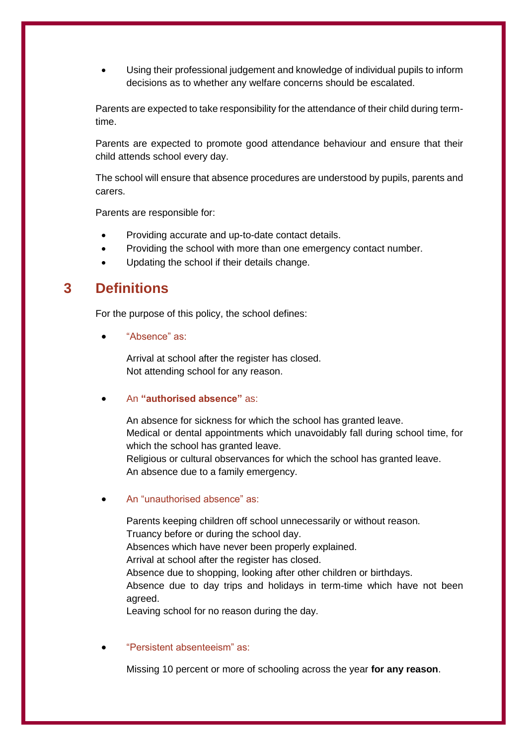- Using their professional judgement and knowledge of individual pupils to inform decisions as to whether any welfare concerns should be escalated.

Parents are expected to take responsibility for the attendance of their child during term-time.

Parents are expected to promote good attendance behaviour and ensure that their child attends school every day.

The school will ensure that absence procedures are understood by pupils, parents and carers.

Parents are responsible for:

- Providing accurate and up-to-date contact details.
- Providing the school with more than one emergency contact number.
- Updating the school if their details change.

## 3 Definitions

For the purpose of this policy, the school defines:

- "Absence" as:

  Arrival at school after the register has closed.
  Not attending school for any reason.

- An **"authorised absence"** as:

  An absence for sickness for which the school has granted leave.
  Medical or dental appointments which unavoidably fall during school time, for which the school has granted leave.
  Religious or cultural observances for which the school has granted leave.
  An absence due to a family emergency.

- An "unauthorised absence" as:

  Parents keeping children off school unnecessarily or without reason.
  Truancy before or during the school day.
  Absences which have never been properly explained.
  Arrival at school after the register has closed.
  Absence due to shopping, looking after other children or birthdays.
  Absence due to day trips and holidays in term-time which have not been agreed.
  Leaving school for no reason during the day.

- "Persistent absenteeism" as:

  Missing 10 percent or more of schooling across the year **for any reason**.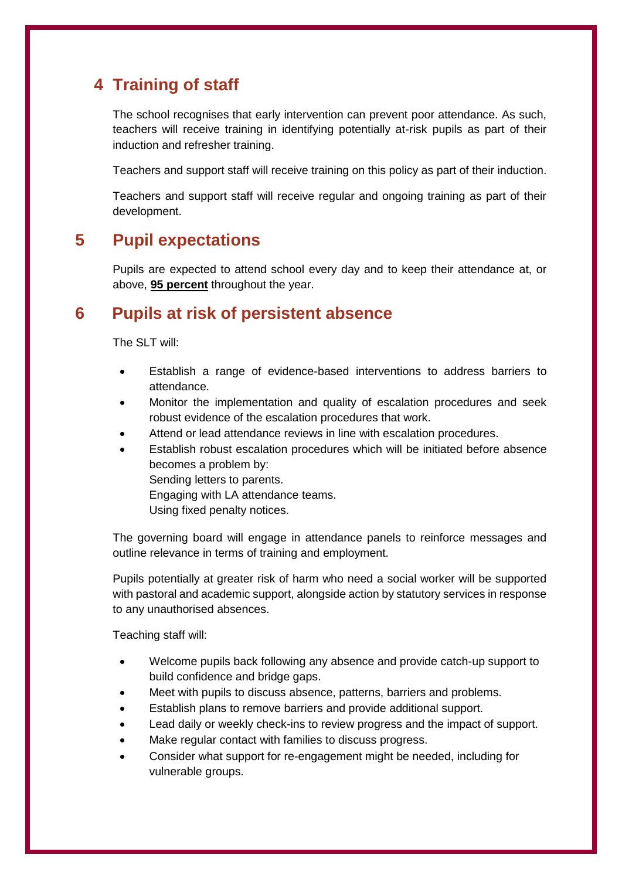## 4 Training of staff

The school recognises that early intervention can prevent poor attendance. As such, teachers will receive training in identifying potentially at-risk pupils as part of their induction and refresher training.

Teachers and support staff will receive training on this policy as part of their induction.

Teachers and support staff will receive regular and ongoing training as part of their development.

## 5 Pupil expectations

Pupils are expected to attend school every day and to keep their attendance at, or above, **95 percent** throughout the year.

## 6 Pupils at risk of persistent absence

The SLT will:

- Establish a range of evidence-based interventions to address barriers to attendance.
- Monitor the implementation and quality of escalation procedures and seek robust evidence of the escalation procedures that work.
- Attend or lead attendance reviews in line with escalation procedures.
- Establish robust escalation procedures which will be initiated before absence becomes a problem by:
  Sending letters to parents.
  Engaging with LA attendance teams.
  Using fixed penalty notices.

The governing board will engage in attendance panels to reinforce messages and outline relevance in terms of training and employment.

Pupils potentially at greater risk of harm who need a social worker will be supported with pastoral and academic support, alongside action by statutory services in response to any unauthorised absences.

Teaching staff will:

- Welcome pupils back following any absence and provide catch-up support to build confidence and bridge gaps.
- Meet with pupils to discuss absence, patterns, barriers and problems.
- Establish plans to remove barriers and provide additional support.
- Lead daily or weekly check-ins to review progress and the impact of support.
- Make regular contact with families to discuss progress.
- Consider what support for re-engagement might be needed, including for vulnerable groups.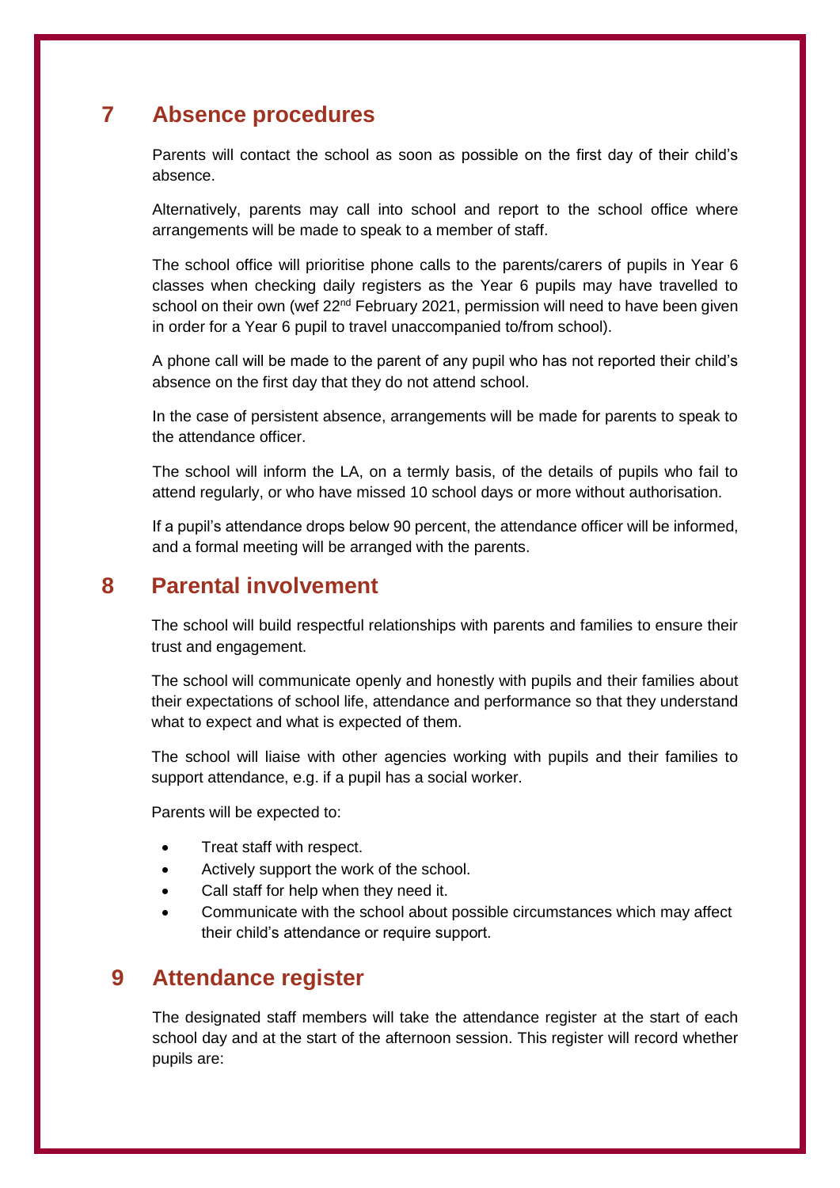## 7 Absence procedures

Parents will contact the school as soon as possible on the first day of their child's absence.

Alternatively, parents may call into school and report to the school office where arrangements will be made to speak to a member of staff.

The school office will prioritise phone calls to the parents/carers of pupils in Year 6 classes when checking daily registers as the Year 6 pupils may have travelled to school on their own (wef 22nd February 2021, permission will need to have been given in order for a Year 6 pupil to travel unaccompanied to/from school).

A phone call will be made to the parent of any pupil who has not reported their child's absence on the first day that they do not attend school.

In the case of persistent absence, arrangements will be made for parents to speak to the attendance officer.

The school will inform the LA, on a termly basis, of the details of pupils who fail to attend regularly, or who have missed 10 school days or more without authorisation.

If a pupil's attendance drops below 90 percent, the attendance officer will be informed, and a formal meeting will be arranged with the parents.

## 8 Parental involvement

The school will build respectful relationships with parents and families to ensure their trust and engagement.

The school will communicate openly and honestly with pupils and their families about their expectations of school life, attendance and performance so that they understand what to expect and what is expected of them.

The school will liaise with other agencies working with pupils and their families to support attendance, e.g. if a pupil has a social worker.

Parents will be expected to:

- Treat staff with respect.
- Actively support the work of the school.
- Call staff for help when they need it.
- Communicate with the school about possible circumstances which may affect their child's attendance or require support.

## 9 Attendance register

The designated staff members will take the attendance register at the start of each school day and at the start of the afternoon session. This register will record whether pupils are: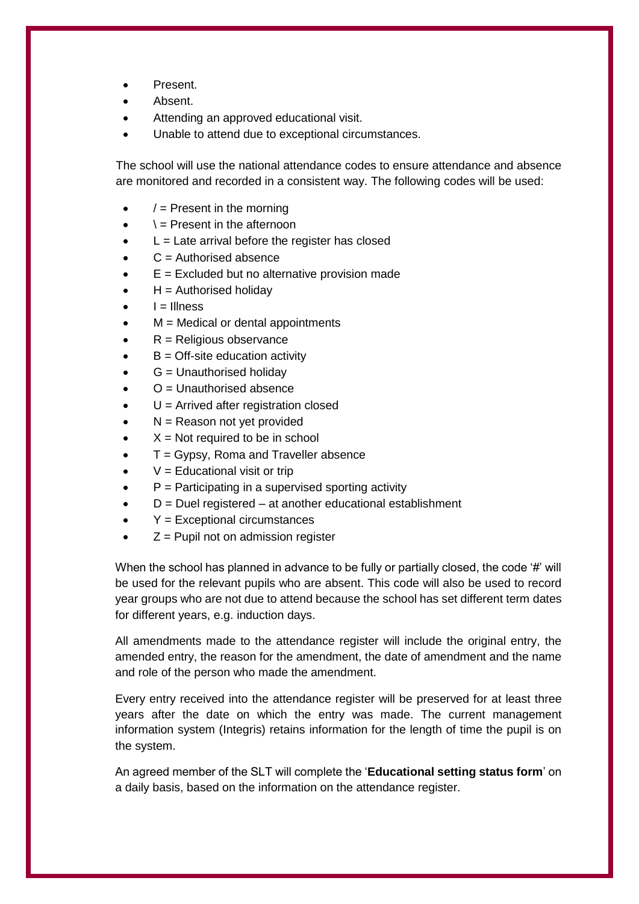- Present.
- Absent.
- Attending an approved educational visit.
- Unable to attend due to exceptional circumstances.

The school will use the national attendance codes to ensure attendance and absence are monitored and recorded in a consistent way. The following codes will be used:

- / = Present in the morning
- \ = Present in the afternoon
- L = Late arrival before the register has closed
- C = Authorised absence
- E = Excluded but no alternative provision made
- H = Authorised holiday
- I = Illness
- M = Medical or dental appointments
- R = Religious observance
- B = Off-site education activity
- G = Unauthorised holiday
- O = Unauthorised absence
- U = Arrived after registration closed
- N = Reason not yet provided
- X = Not required to be in school
- T = Gypsy, Roma and Traveller absence
- V = Educational visit or trip
- P = Participating in a supervised sporting activity
- D = Duel registered – at another educational establishment
- Y = Exceptional circumstances
- Z = Pupil not on admission register

When the school has planned in advance to be fully or partially closed, the code '#' will be used for the relevant pupils who are absent. This code will also be used to record year groups who are not due to attend because the school has set different term dates for different years, e.g. induction days.

All amendments made to the attendance register will include the original entry, the amended entry, the reason for the amendment, the date of amendment and the name and role of the person who made the amendment.

Every entry received into the attendance register will be preserved for at least three years after the date on which the entry was made. The current management information system (Integris) retains information for the length of time the pupil is on the system.

An agreed member of the SLT will complete the '**Educational setting status form**' on a daily basis, based on the information on the attendance register.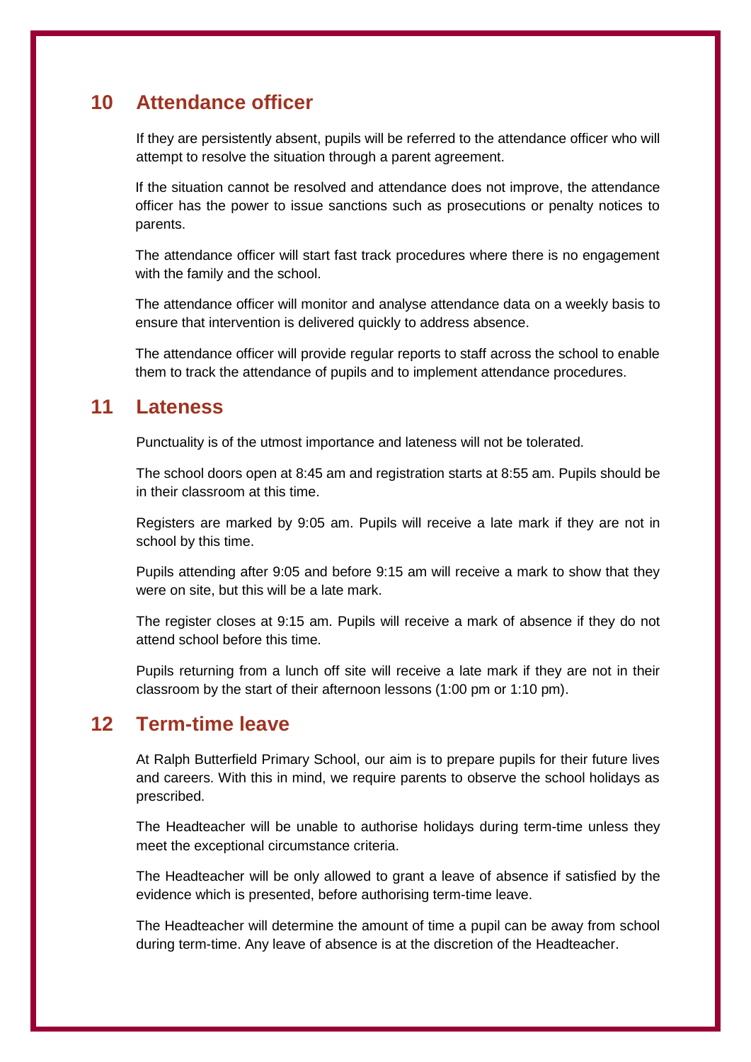## 10 Attendance officer

If they are persistently absent, pupils will be referred to the attendance officer who will attempt to resolve the situation through a parent agreement.

If the situation cannot be resolved and attendance does not improve, the attendance officer has the power to issue sanctions such as prosecutions or penalty notices to parents.

The attendance officer will start fast track procedures where there is no engagement with the family and the school.

The attendance officer will monitor and analyse attendance data on a weekly basis to ensure that intervention is delivered quickly to address absence.

The attendance officer will provide regular reports to staff across the school to enable them to track the attendance of pupils and to implement attendance procedures.

## 11 Lateness

Punctuality is of the utmost importance and lateness will not be tolerated.

The school doors open at 8:45 am and registration starts at 8:55 am. Pupils should be in their classroom at this time.

Registers are marked by 9:05 am. Pupils will receive a late mark if they are not in school by this time.

Pupils attending after 9:05 and before 9:15 am will receive a mark to show that they were on site, but this will be a late mark.

The register closes at 9:15 am. Pupils will receive a mark of absence if they do not attend school before this time.

Pupils returning from a lunch off site will receive a late mark if they are not in their classroom by the start of their afternoon lessons (1:00 pm or 1:10 pm).

## 12 Term-time leave

At Ralph Butterfield Primary School, our aim is to prepare pupils for their future lives and careers. With this in mind, we require parents to observe the school holidays as prescribed.

The Headteacher will be unable to authorise holidays during term-time unless they meet the exceptional circumstance criteria.

The Headteacher will be only allowed to grant a leave of absence if satisfied by the evidence which is presented, before authorising term-time leave.

The Headteacher will determine the amount of time a pupil can be away from school during term-time. Any leave of absence is at the discretion of the Headteacher.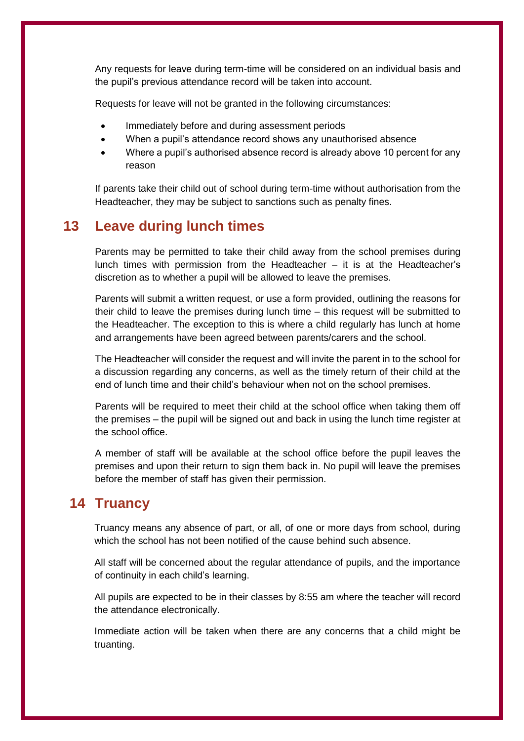Any requests for leave during term-time will be considered on an individual basis and the pupil's previous attendance record will be taken into account.

Requests for leave will not be granted in the following circumstances:

- Immediately before and during assessment periods
- When a pupil's attendance record shows any unauthorised absence
- Where a pupil's authorised absence record is already above 10 percent for any reason

If parents take their child out of school during term-time without authorisation from the Headteacher, they may be subject to sanctions such as penalty fines.

## 13 Leave during lunch times

Parents may be permitted to take their child away from the school premises during lunch times with permission from the Headteacher – it is at the Headteacher's discretion as to whether a pupil will be allowed to leave the premises.

Parents will submit a written request, or use a form provided, outlining the reasons for their child to leave the premises during lunch time – this request will be submitted to the Headteacher. The exception to this is where a child regularly has lunch at home and arrangements have been agreed between parents/carers and the school.

The Headteacher will consider the request and will invite the parent in to the school for a discussion regarding any concerns, as well as the timely return of their child at the end of lunch time and their child's behaviour when not on the school premises.

Parents will be required to meet their child at the school office when taking them off the premises – the pupil will be signed out and back in using the lunch time register at the school office.

A member of staff will be available at the school office before the pupil leaves the premises and upon their return to sign them back in. No pupil will leave the premises before the member of staff has given their permission.

## 14 Truancy

Truancy means any absence of part, or all, of one or more days from school, during which the school has not been notified of the cause behind such absence.

All staff will be concerned about the regular attendance of pupils, and the importance of continuity in each child's learning.

All pupils are expected to be in their classes by 8:55 am where the teacher will record the attendance electronically.

Immediate action will be taken when there are any concerns that a child might be truanting.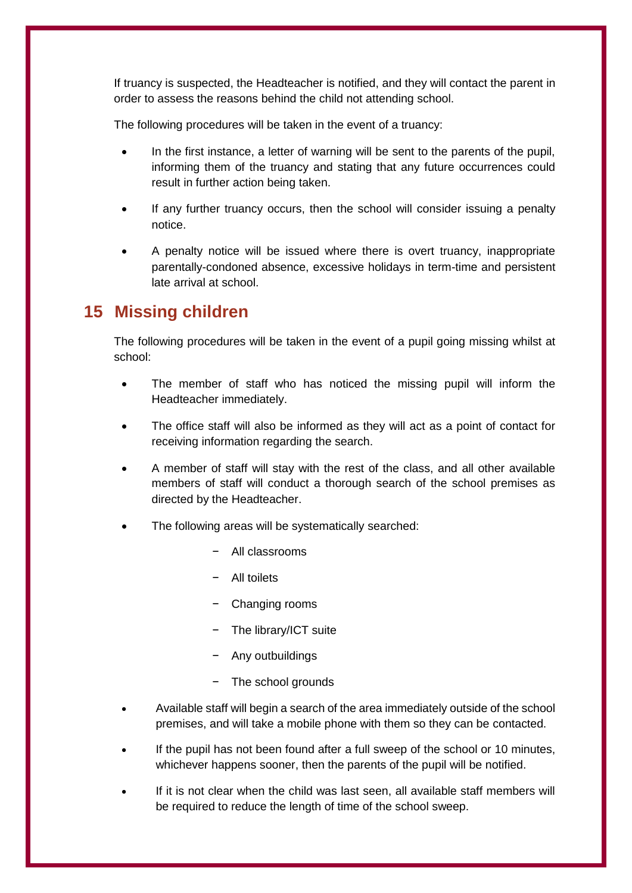If truancy is suspected, the Headteacher is notified, and they will contact the parent in order to assess the reasons behind the child not attending school.

The following procedures will be taken in the event of a truancy:

- In the first instance, a letter of warning will be sent to the parents of the pupil, informing them of the truancy and stating that any future occurrences could result in further action being taken.
- If any further truancy occurs, then the school will consider issuing a penalty notice.
- A penalty notice will be issued where there is overt truancy, inappropriate parentally-condoned absence, excessive holidays in term-time and persistent late arrival at school.

## 15 Missing children

The following procedures will be taken in the event of a pupil going missing whilst at school:

- The member of staff who has noticed the missing pupil will inform the Headteacher immediately.
- The office staff will also be informed as they will act as a point of contact for receiving information regarding the search.
- A member of staff will stay with the rest of the class, and all other available members of staff will conduct a thorough search of the school premises as directed by the Headteacher.
- The following areas will be systematically searched:
  - All classrooms
  - All toilets
  - Changing rooms
  - The library/ICT suite
  - Any outbuildings
  - The school grounds
- Available staff will begin a search of the area immediately outside of the school premises, and will take a mobile phone with them so they can be contacted.
- If the pupil has not been found after a full sweep of the school or 10 minutes, whichever happens sooner, then the parents of the pupil will be notified.
- If it is not clear when the child was last seen, all available staff members will be required to reduce the length of time of the school sweep.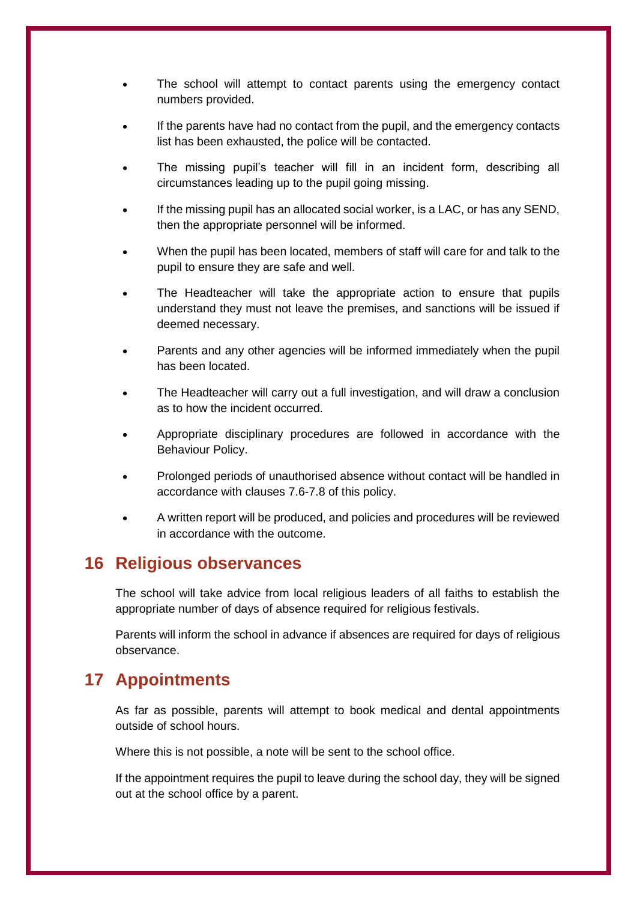- The school will attempt to contact parents using the emergency contact numbers provided.
- If the parents have had no contact from the pupil, and the emergency contacts list has been exhausted, the police will be contacted.
- The missing pupil's teacher will fill in an incident form, describing all circumstances leading up to the pupil going missing.
- If the missing pupil has an allocated social worker, is a LAC, or has any SEND, then the appropriate personnel will be informed.
- When the pupil has been located, members of staff will care for and talk to the pupil to ensure they are safe and well.
- The Headteacher will take the appropriate action to ensure that pupils understand they must not leave the premises, and sanctions will be issued if deemed necessary.
- Parents and any other agencies will be informed immediately when the pupil has been located.
- The Headteacher will carry out a full investigation, and will draw a conclusion as to how the incident occurred.
- Appropriate disciplinary procedures are followed in accordance with the Behaviour Policy.
- Prolonged periods of unauthorised absence without contact will be handled in accordance with clauses 7.6-7.8 of this policy.
- A written report will be produced, and policies and procedures will be reviewed in accordance with the outcome.

## 16 Religious observances

The school will take advice from local religious leaders of all faiths to establish the appropriate number of days of absence required for religious festivals.

Parents will inform the school in advance if absences are required for days of religious observance.

## 17 Appointments

As far as possible, parents will attempt to book medical and dental appointments outside of school hours.

Where this is not possible, a note will be sent to the school office.

If the appointment requires the pupil to leave during the school day, they will be signed out at the school office by a parent.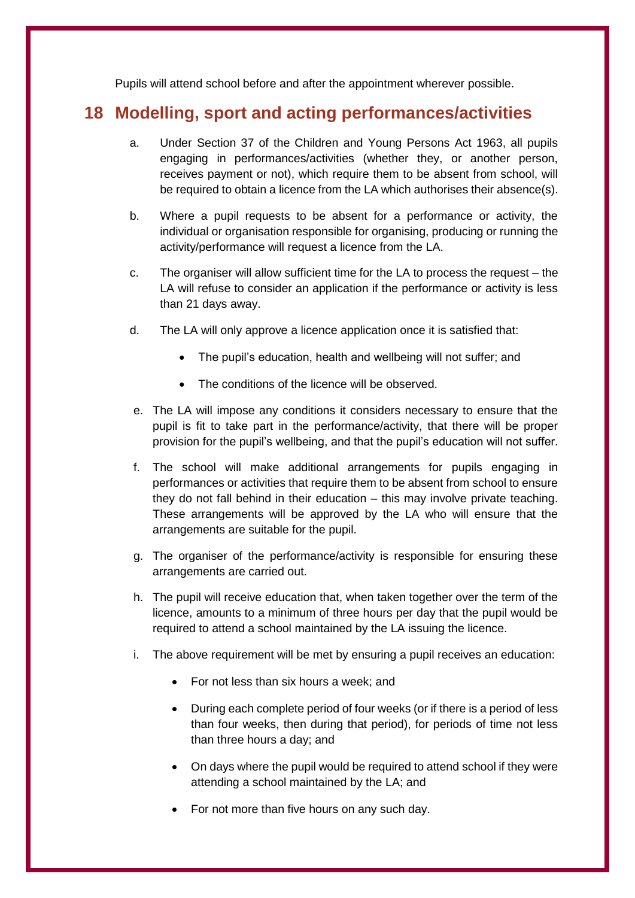Pupils will attend school before and after the appointment wherever possible.

## 18 Modelling, sport and acting performances/activities

a. Under Section 37 of the Children and Young Persons Act 1963, all pupils engaging in performances/activities (whether they, or another person, receives payment or not), which require them to be absent from school, will be required to obtain a licence from the LA which authorises their absence(s).

b. Where a pupil requests to be absent for a performance or activity, the individual or organisation responsible for organising, producing or running the activity/performance will request a licence from the LA.

c. The organiser will allow sufficient time for the LA to process the request – the LA will refuse to consider an application if the performance or activity is less than 21 days away.

d. The LA will only approve a licence application once it is satisfied that:

   - The pupil's education, health and wellbeing will not suffer; and
   - The conditions of the licence will be observed.

e. The LA will impose any conditions it considers necessary to ensure that the pupil is fit to take part in the performance/activity, that there will be proper provision for the pupil's wellbeing, and that the pupil's education will not suffer.

f. The school will make additional arrangements for pupils engaging in performances or activities that require them to be absent from school to ensure they do not fall behind in their education – this may involve private teaching. These arrangements will be approved by the LA who will ensure that the arrangements are suitable for the pupil.

g. The organiser of the performance/activity is responsible for ensuring these arrangements are carried out.

h. The pupil will receive education that, when taken together over the term of the licence, amounts to a minimum of three hours per day that the pupil would be required to attend a school maintained by the LA issuing the licence.

i. The above requirement will be met by ensuring a pupil receives an education:

   - For not less than six hours a week; and
   - During each complete period of four weeks (or if there is a period of less than four weeks, then during that period), for periods of time not less than three hours a day; and
   - On days where the pupil would be required to attend school if they were attending a school maintained by the LA; and
   - For not more than five hours on any such day.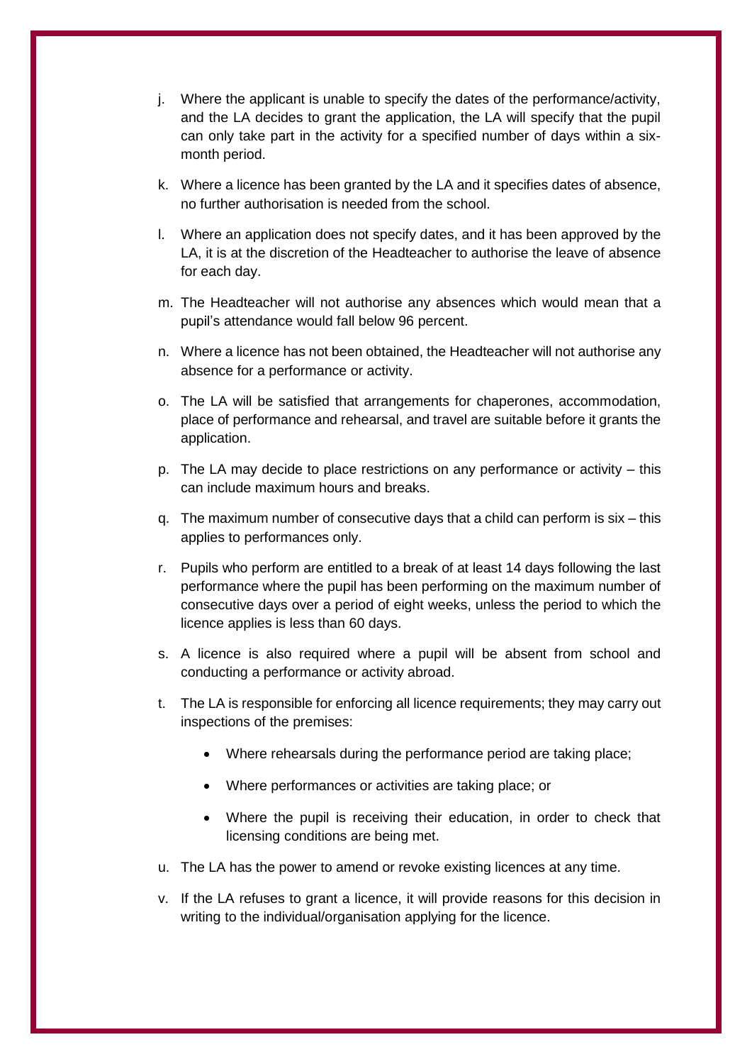j. Where the applicant is unable to specify the dates of the performance/activity, and the LA decides to grant the application, the LA will specify that the pupil can only take part in the activity for a specified number of days within a six-month period.

k. Where a licence has been granted by the LA and it specifies dates of absence, no further authorisation is needed from the school.

l. Where an application does not specify dates, and it has been approved by the LA, it is at the discretion of the Headteacher to authorise the leave of absence for each day.

m. The Headteacher will not authorise any absences which would mean that a pupil's attendance would fall below 96 percent.

n. Where a licence has not been obtained, the Headteacher will not authorise any absence for a performance or activity.

o. The LA will be satisfied that arrangements for chaperones, accommodation, place of performance and rehearsal, and travel are suitable before it grants the application.

p. The LA may decide to place restrictions on any performance or activity – this can include maximum hours and breaks.

q. The maximum number of consecutive days that a child can perform is six – this applies to performances only.

r. Pupils who perform are entitled to a break of at least 14 days following the last performance where the pupil has been performing on the maximum number of consecutive days over a period of eight weeks, unless the period to which the licence applies is less than 60 days.

s. A licence is also required where a pupil will be absent from school and conducting a performance or activity abroad.

t. The LA is responsible for enforcing all licence requirements; they may carry out inspections of the premises:

   - Where rehearsals during the performance period are taking place;
   - Where performances or activities are taking place; or
   - Where the pupil is receiving their education, in order to check that licensing conditions are being met.

u. The LA has the power to amend or revoke existing licences at any time.

v. If the LA refuses to grant a licence, it will provide reasons for this decision in writing to the individual/organisation applying for the licence.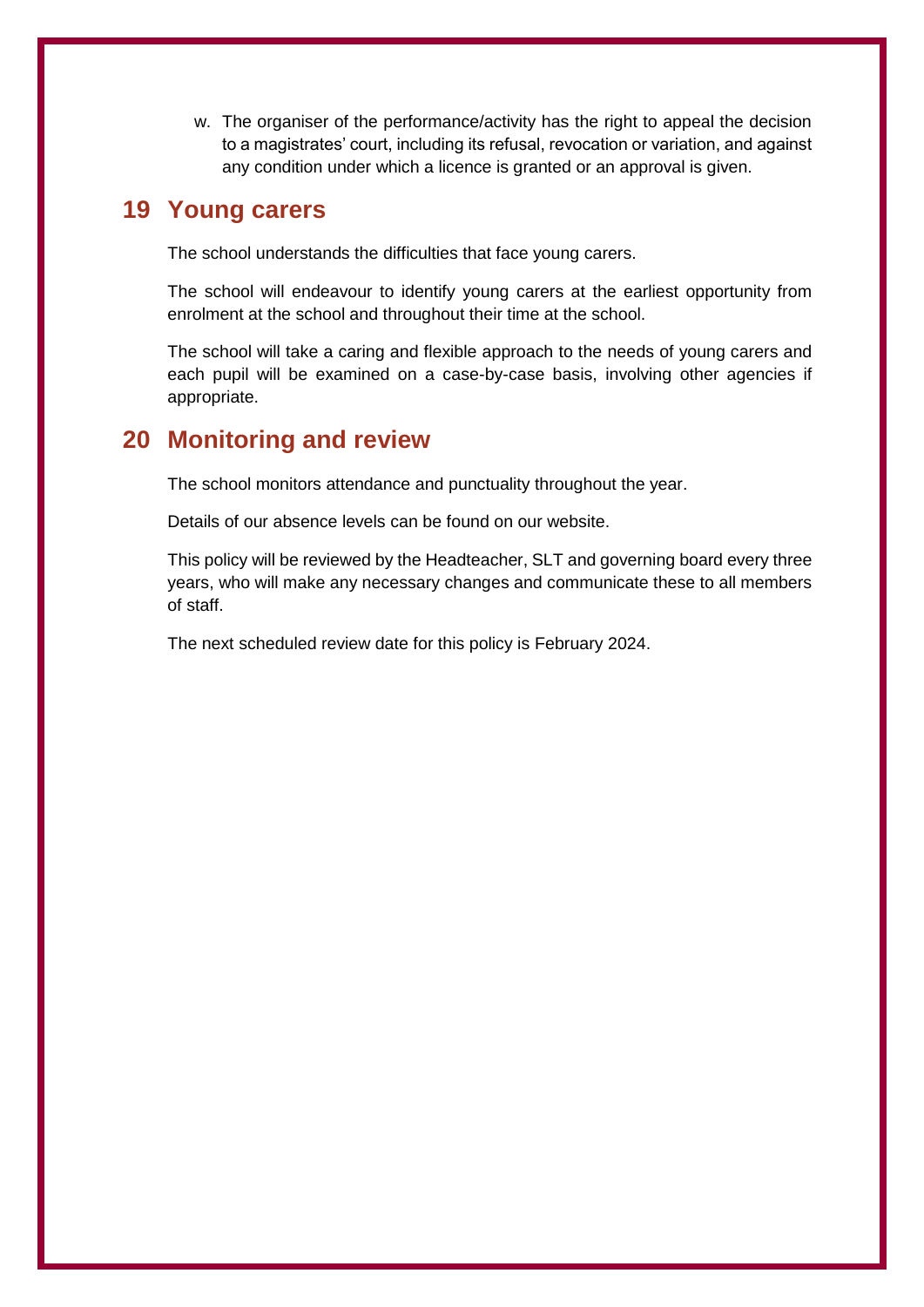w. The organiser of the performance/activity has the right to appeal the decision to a magistrates' court, including its refusal, revocation or variation, and against any condition under which a licence is granted or an approval is given.

## 19 Young carers

The school understands the difficulties that face young carers.

The school will endeavour to identify young carers at the earliest opportunity from enrolment at the school and throughout their time at the school.

The school will take a caring and flexible approach to the needs of young carers and each pupil will be examined on a case-by-case basis, involving other agencies if appropriate.

## 20 Monitoring and review

The school monitors attendance and punctuality throughout the year.

Details of our absence levels can be found on our website.

This policy will be reviewed by the Headteacher, SLT and governing board every three years, who will make any necessary changes and communicate these to all members of staff.

The next scheduled review date for this policy is February 2024.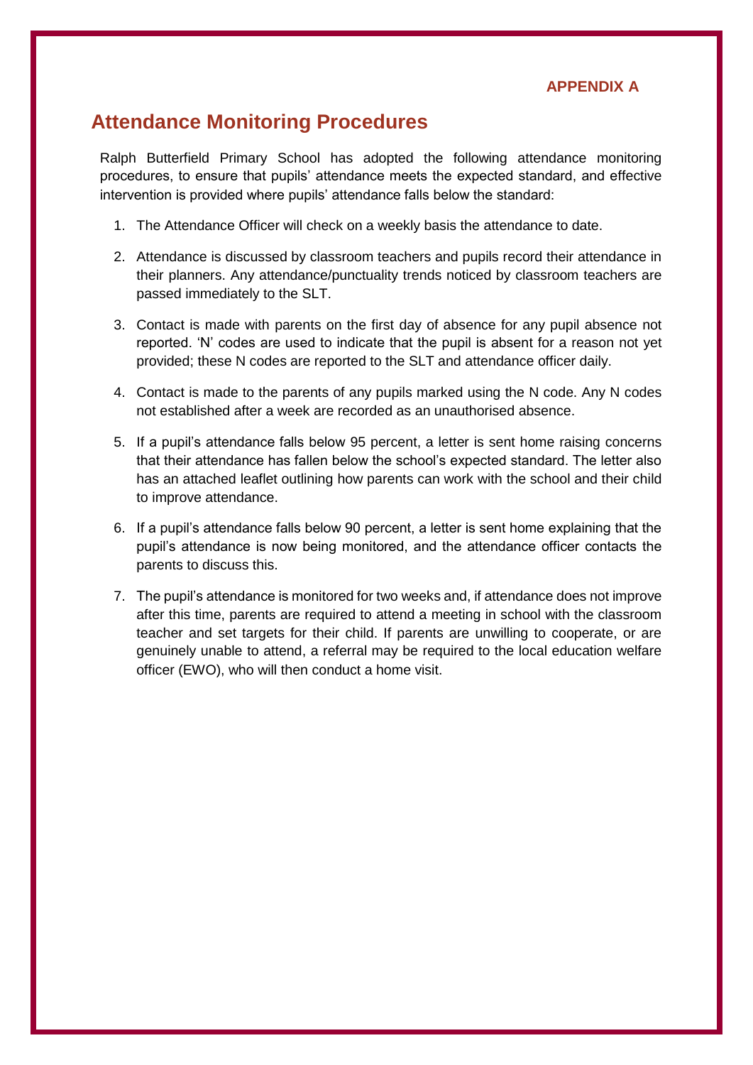**APPENDIX A**

## Attendance Monitoring Procedures

Ralph Butterfield Primary School has adopted the following attendance monitoring procedures, to ensure that pupils' attendance meets the expected standard, and effective intervention is provided where pupils' attendance falls below the standard:

1. The Attendance Officer will check on a weekly basis the attendance to date.
2. Attendance is discussed by classroom teachers and pupils record their attendance in their planners. Any attendance/punctuality trends noticed by classroom teachers are passed immediately to the SLT.
3. Contact is made with parents on the first day of absence for any pupil absence not reported. 'N' codes are used to indicate that the pupil is absent for a reason not yet provided; these N codes are reported to the SLT and attendance officer daily.
4. Contact is made to the parents of any pupils marked using the N code. Any N codes not established after a week are recorded as an unauthorised absence.
5. If a pupil's attendance falls below 95 percent, a letter is sent home raising concerns that their attendance has fallen below the school's expected standard. The letter also has an attached leaflet outlining how parents can work with the school and their child to improve attendance.
6. If a pupil's attendance falls below 90 percent, a letter is sent home explaining that the pupil's attendance is now being monitored, and the attendance officer contacts the parents to discuss this.
7. The pupil's attendance is monitored for two weeks and, if attendance does not improve after this time, parents are required to attend a meeting in school with the classroom teacher and set targets for their child. If parents are unwilling to cooperate, or are genuinely unable to attend, a referral may be required to the local education welfare officer (EWO), who will then conduct a home visit.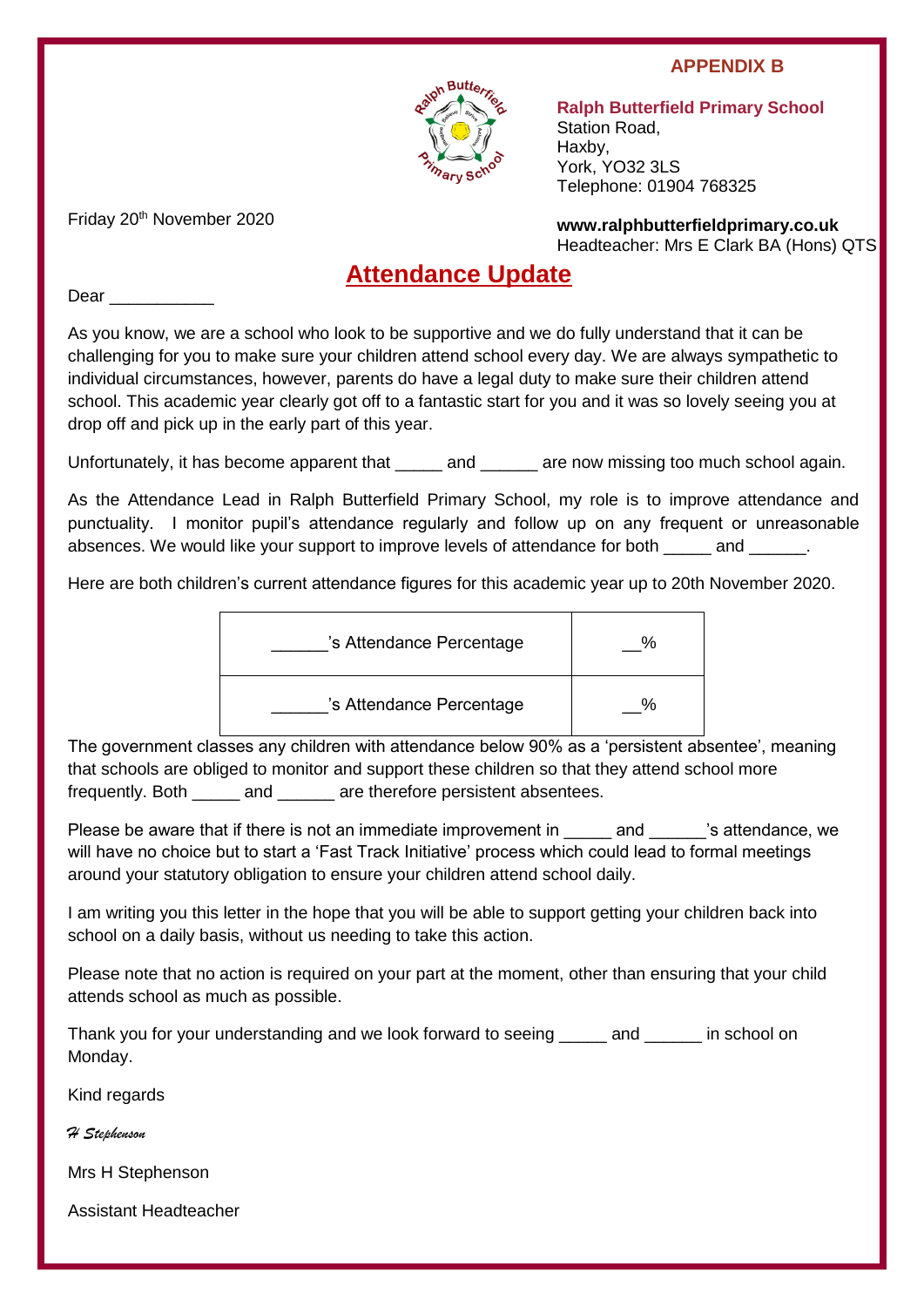**APPENDIX B**

**Ralph Butterfield Primary School**
Station Road,
Haxby,
York, YO32 3LS
Telephone: 01904 768325

**www.ralphbutterfieldprimary.co.uk**
Headteacher: Mrs E Clark BA (Hons) QTS

Friday 20th November 2020

# Attendance Update

Dear ___________

As you know, we are a school who look to be supportive and we do fully understand that it can be challenging for you to make sure your children attend school every day. We are always sympathetic to individual circumstances, however, parents do have a legal duty to make sure their children attend school. This academic year clearly got off to a fantastic start for you and it was so lovely seeing you at drop off and pick up in the early part of this year.

Unfortunately, it has become apparent that _____ and ______ are now missing too much school again.

As the Attendance Lead in Ralph Butterfield Primary School, my role is to improve attendance and punctuality. I monitor pupil's attendance regularly and follow up on any frequent or unreasonable absences. We would like your support to improve levels of attendance for both _____ and ______.

Here are both children's current attendance figures for this academic year up to 20th November 2020.

| | |
|---|---|
| ______'s Attendance Percentage | __% |
| ______'s Attendance Percentage | __% |

The government classes any children with attendance below 90% as a 'persistent absentee', meaning that schools are obliged to monitor and support these children so that they attend school more frequently. Both _____ and ______ are therefore persistent absentees.

Please be aware that if there is not an immediate improvement in _____ and ______'s attendance, we will have no choice but to start a 'Fast Track Initiative' process which could lead to formal meetings around your statutory obligation to ensure your children attend school daily.

I am writing you this letter in the hope that you will be able to support getting your children back into school on a daily basis, without us needing to take this action.

Please note that no action is required on your part at the moment, other than ensuring that your child attends school as much as possible.

Thank you for your understanding and we look forward to seeing _____ and ______ in school on Monday.

Kind regards

*H Stephenson*

Mrs H Stephenson

Assistant Headteacher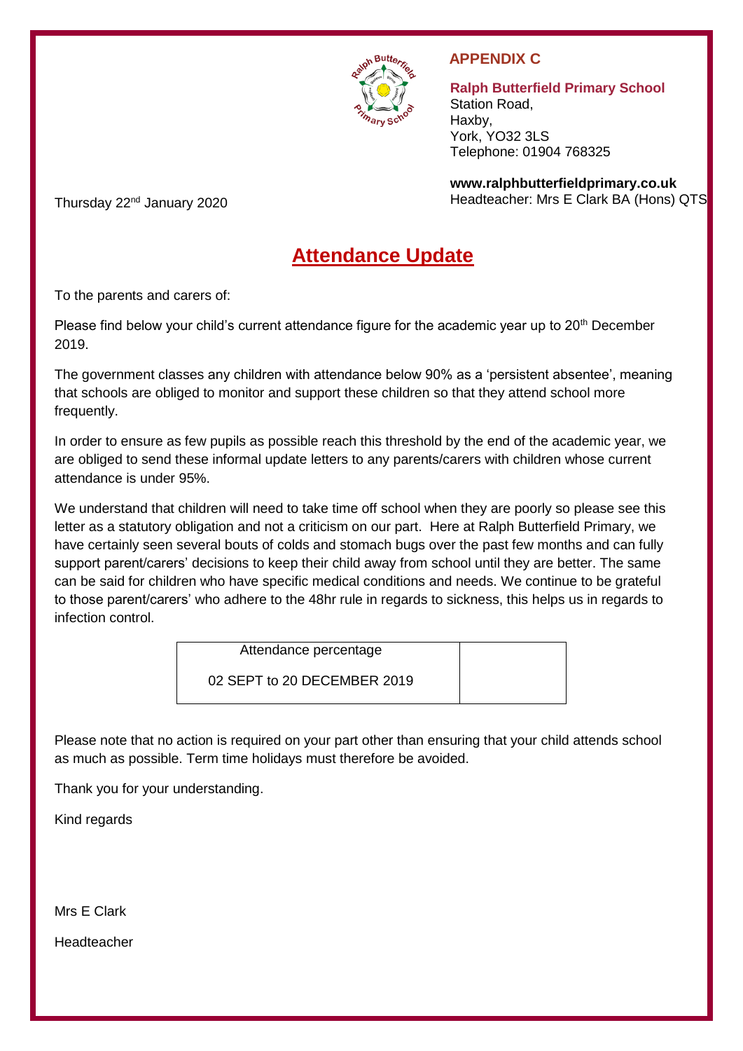**APPENDIX C**

**Ralph Butterfield Primary School**
Station Road,
Haxby,
York, YO32 3LS
Telephone: 01904 768325

**www.ralphbutterfieldprimary.co.uk**
Headteacher: Mrs E Clark BA (Hons) QTS

Thursday 22nd January 2020

# Attendance Update

To the parents and carers of:

Please find below your child's current attendance figure for the academic year up to 20th December 2019.

The government classes any children with attendance below 90% as a 'persistent absentee', meaning that schools are obliged to monitor and support these children so that they attend school more frequently.

In order to ensure as few pupils as possible reach this threshold by the end of the academic year, we are obliged to send these informal update letters to any parents/carers with children whose current attendance is under 95%.

We understand that children will need to take time off school when they are poorly so please see this letter as a statutory obligation and not a criticism on our part. Here at Ralph Butterfield Primary, we have certainly seen several bouts of colds and stomach bugs over the past few months and can fully support parent/carers' decisions to keep their child away from school until they are better. The same can be said for children who have specific medical conditions and needs. We continue to be grateful to those parent/carers' who adhere to the 48hr rule in regards to sickness, this helps us in regards to infection control.

| Attendance percentage<br>02 SEPT to 20 DECEMBER 2019 | |
|---|---|

Please note that no action is required on your part other than ensuring that your child attends school as much as possible. Term time holidays must therefore be avoided.

Thank you for your understanding.

Kind regards

Mrs E Clark

Headteacher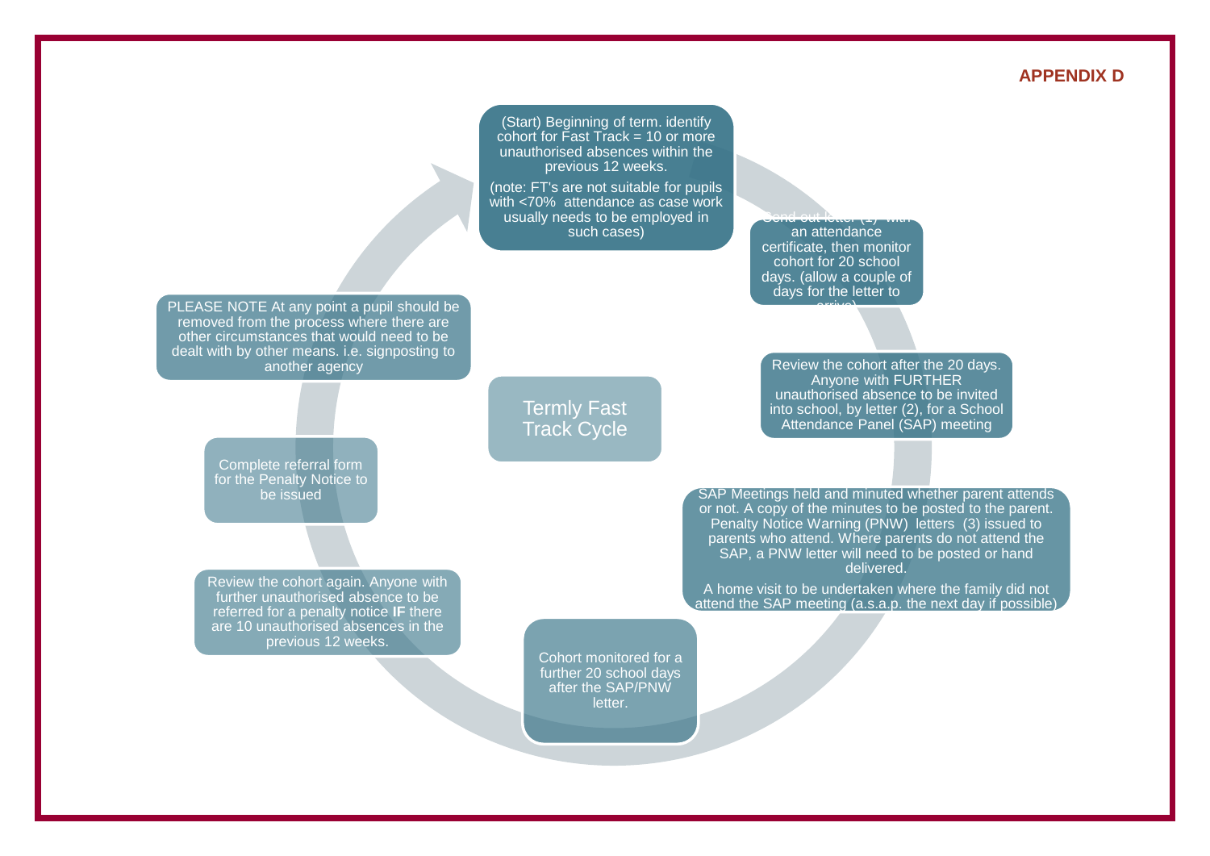**APPENDIX D**

Termly Fast Track Cycle

(Start) Beginning of term. identify cohort for Fast Track = 10 or more unauthorised absences within the previous 12 weeks.

(note: FT's are not suitable for pupils with <70% attendance as case work usually needs to be employed in such cases)

Send out letter (1) with an attendance certificate, then monitor cohort for 20 school days. (allow a couple of days for the letter to arrive)

Review the cohort after the 20 days. Anyone with FURTHER unauthorised absence to be invited into school, by letter (2), for a School Attendance Panel (SAP) meeting

SAP Meetings held and minuted whether parent attends or not. A copy of the minutes to be posted to the parent. Penalty Notice Warning (PNW) letters (3) issued to parents who attend. Where parents do not attend the SAP, a PNW letter will need to be posted or hand delivered.

A home visit to be undertaken where the family did not attend the SAP meeting (a.s.a.p. the next day if possible)

Cohort monitored for a further 20 school days after the SAP/PNW letter.

Review the cohort again. Anyone with further unauthorised absence to be referred for a penalty notice **IF** there are 10 unauthorised absences in the previous 12 weeks.

Complete referral form for the Penalty Notice to be issued

PLEASE NOTE At any point a pupil should be removed from the process where there are other circumstances that would need to be dealt with by other means. i.e. signposting to another agency